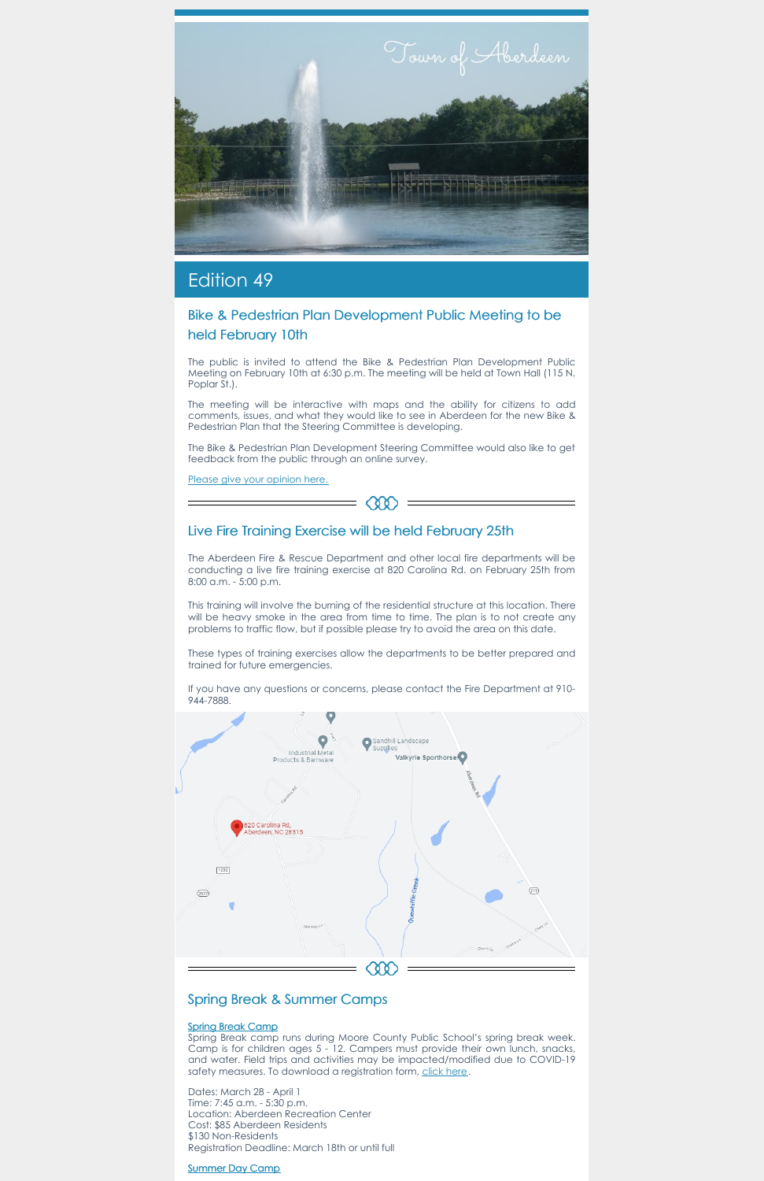Town of Aberdeen

## Edition 49

### Bike & Pedestrian Plan Development Public Meeting to be held February 10th

The public is invited to attend the Bike & Pedestrian Plan Development Public Meeting on February 10th at 6:30 p.m. The meeting will be held at Town Hall (115 N. Poplar St.).

The meeting will be interactive with maps and the ability for citizens to add comments, issues, and what they would like to see in Aberdeen for the new Bike & Pedestrian Plan that the Steering Committee is developing.

The Bike & Pedestrian Plan Development Steering Committee would also like to get feedback from the public through an online survey.

Please give your opinion here.

### Live Fire Training Exercise will be held February 25th

The Aberdeen Fire & Rescue Department and other local fire departments will be conducting a live fire training exercise at 820 Carolina Rd. on February 25th from 8:00 a.m. - 5:00 p.m.

This training will involve the burning of the residential structure at this location. There will be heavy smoke in the area from time to time. The plan is to not create any problems to traffic flow, but if possible please try to avoid the area on this date.

These types of training exercises allow the departments to be better prepared and trained for future emergencies.

If you have any questions or concerns, please contact the Fire Department at 910-944-7888.

### Spring Break & Summer Camps

**Spring Break Camp**
Spring Break camp runs during Moore County Public School's spring break week. Camp is for children ages 5 - 12. Campers must provide their own lunch, snacks, and water. Field trips and activities may be impacted/modified due to COVID-19 safety measures. To download a registration form, click here.

Dates: March 28 - April 1
Time: 7:45 a.m. - 5:30 p.m.
Location: Aberdeen Recreation Center
Cost: $85 Aberdeen Residents
$130 Non-Residents
Registration Deadline: March 18th or until full

**Summer Day Camp**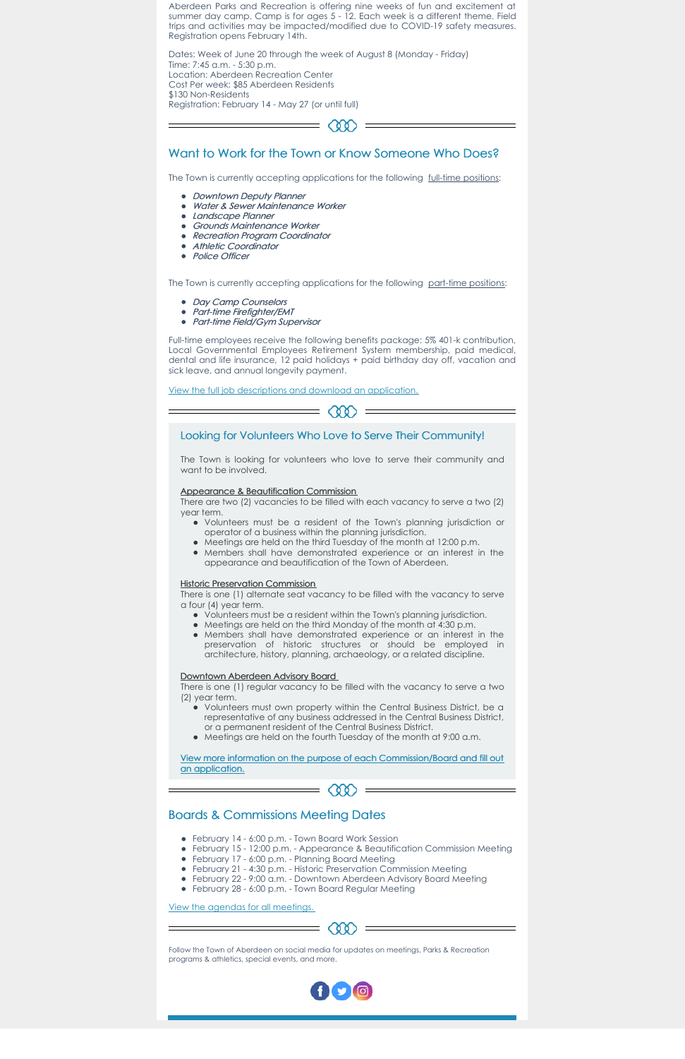Aberdeen Parks and Recreation is offering nine weeks of fun and excitement at summer day camp. Camp is for ages 5 - 12. Each week is a different theme. Field trips and activities may be impacted/modified due to COVID-19 safety measures. Registration opens February 14th.

Dates: Week of June 20 through the week of August 8 (Monday - Friday)
Time: 7:45 a.m. - 5:30 p.m.
Location: Aberdeen Recreation Center
Cost Per week: $85 Aberdeen Residents
$130 Non-Residents
Registration: February 14 - May 27 (or until full)

## Want to Work for the Town or Know Someone Who Does?

The Town is currently accepting applications for the following full-time positions:

- *Downtown Deputy Planner*
- *Water & Sewer Maintenance Worker*
- *Landscape Planner*
- *Grounds Maintenance Worker*
- *Recreation Program Coordinator*
- *Athletic Coordinator*
- *Police Officer*

The Town is currently accepting applications for the following part-time positions:

- *Day Camp Counselors*
- *Part-time Firefighter/EMT*
- *Part-time Field/Gym Supervisor*

Full-time employees receive the following benefits package: 5% 401-k contribution, Local Governmental Employees Retirement System membership, paid medical, dental and life insurance, 12 paid holidays + paid birthday day off, vacation and sick leave, and annual longevity payment.

View the full job descriptions and download an application.

## Looking for Volunteers Who Love to Serve Their Community!

The Town is looking for volunteers who love to serve their community and want to be involved.

**Appearance & Beautification Commission**
There are two (2) vacancies to be filled with each vacancy to serve a two (2) year term.

- Volunteers must be a resident of the Town's planning jurisdiction or operator of a business within the planning jurisdiction.
- Meetings are held on the third Tuesday of the month at 12:00 p.m.
- Members shall have demonstrated experience or an interest in the appearance and beautification of the Town of Aberdeen.

**Historic Preservation Commission**
There is one (1) alternate seat vacancy to be filled with the vacancy to serve a four (4) year term.

- Volunteers must be a resident within the Town's planning jurisdiction.
- Meetings are held on the third Monday of the month at 4:30 p.m.
- Members shall have demonstrated experience or an interest in the preservation of historic structures or should be employed in architecture, history, planning, archaeology, or a related discipline.

**Downtown Aberdeen Advisory Board**
There is one (1) regular vacancy to be filled with the vacancy to serve a two (2) year term.

- Volunteers must own property within the Central Business District, be a representative of any business addressed in the Central Business District, or a permanent resident of the Central Business District.
- Meetings are held on the fourth Tuesday of the month at 9:00 a.m.

View more information on the purpose of each Commission/Board and fill out an application.

## Boards & Commissions Meeting Dates

- February 14 - 6:00 p.m. - Town Board Work Session
- February 15 - 12:00 p.m. - Appearance & Beautification Commission Meeting
- February 17 - 6:00 p.m. - Planning Board Meeting
- February 21 - 4:30 p.m. - Historic Preservation Commission Meeting
- February 22 - 9:00 a.m. - Downtown Aberdeen Advisory Board Meeting
- February 28 - 6:00 p.m. - Town Board Regular Meeting

View the agendas for all meetings.

Follow the Town of Aberdeen on social media for updates on meetings, Parks & Recreation programs & athletics, special events, and more.